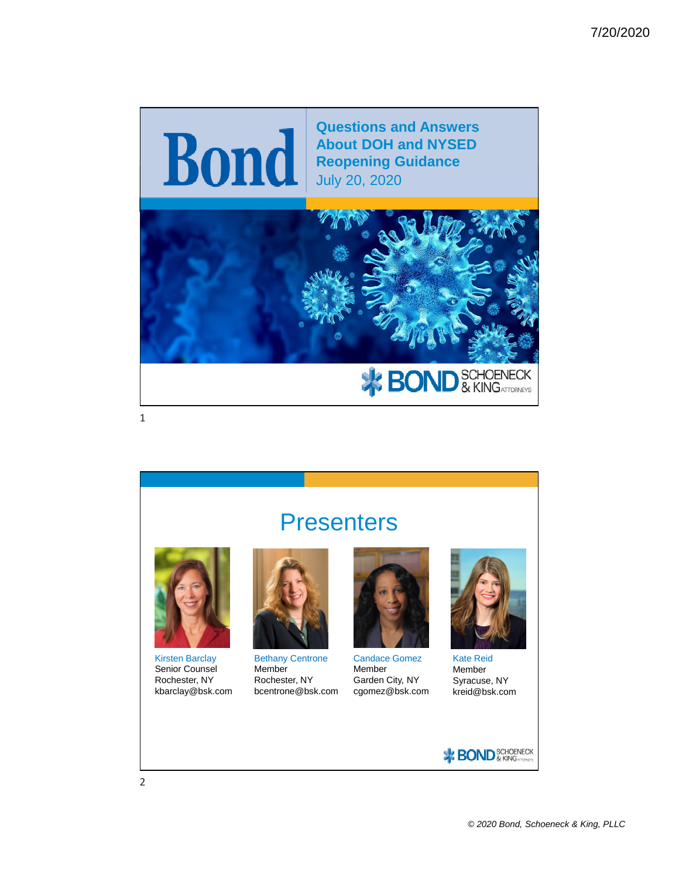# Questions and Answers About DOH and NYSED Reopening Guidance

July 20, 2020

BOND SCHOENECK & KING ATTORNEYS

## Presenters

Kirsten Barclay
Senior Counsel
Rochester, NY
kbarclay@bsk.com

Bethany Centrone
Member
Rochester, NY
bcentrone@bsk.com

Candace Gomez
Member
Garden City, NY
cgomez@bsk.com

Kate Reid
Member
Syracuse, NY
kreid@bsk.com

© 2020 Bond, Schoeneck & King, PLLC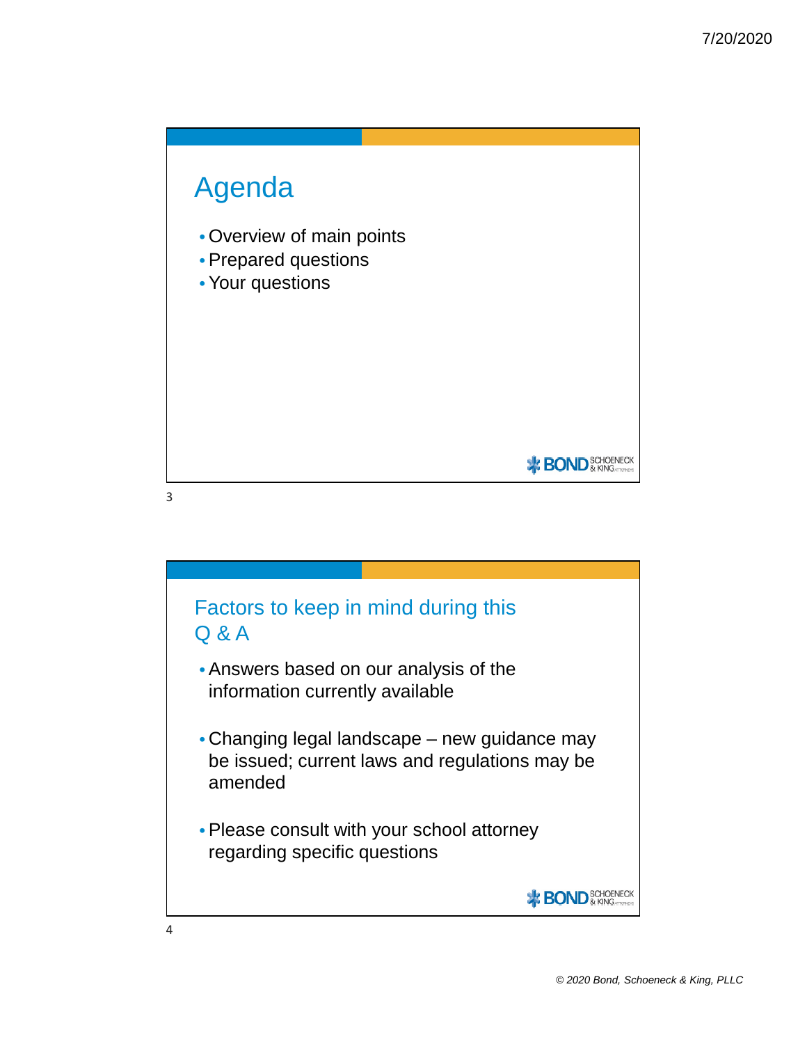## Agenda

- Overview of main points
- Prepared questions
- Your questions

## Factors to keep in mind during this Q & A

- Answers based on our analysis of the information currently available
- Changing legal landscape – new guidance may be issued; current laws and regulations may be amended
- Please consult with your school attorney regarding specific questions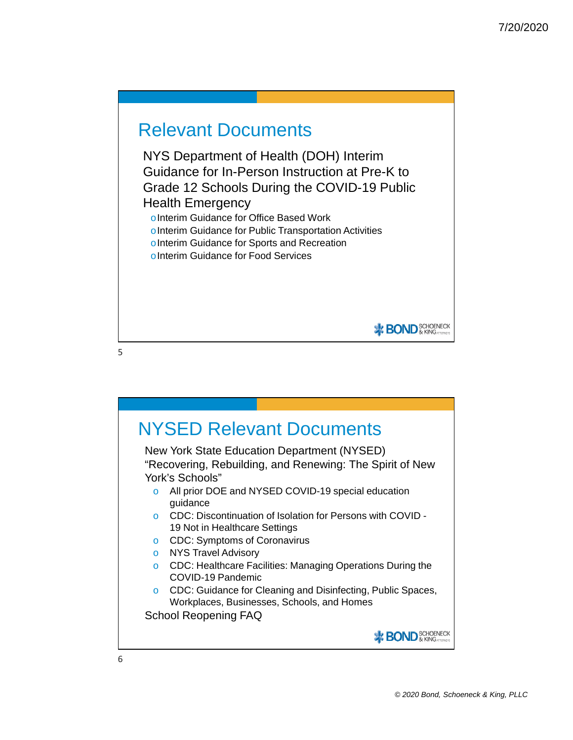## Relevant Documents

NYS Department of Health (DOH) Interim Guidance for In-Person Instruction at Pre-K to Grade 12 Schools During the COVID-19 Public Health Emergency

- Interim Guidance for Office Based Work
- Interim Guidance for Public Transportation Activities
- Interim Guidance for Sports and Recreation
- Interim Guidance for Food Services

## NYSED Relevant Documents

New York State Education Department (NYSED) "Recovering, Rebuilding, and Renewing: The Spirit of New York's Schools"

- All prior DOE and NYSED COVID-19 special education guidance
- CDC: Discontinuation of Isolation for Persons with COVID -19 Not in Healthcare Settings
- CDC: Symptoms of Coronavirus
- NYS Travel Advisory
- CDC: Healthcare Facilities: Managing Operations During the COVID-19 Pandemic
- CDC: Guidance for Cleaning and Disinfecting, Public Spaces, Workplaces, Businesses, Schools, and Homes

School Reopening FAQ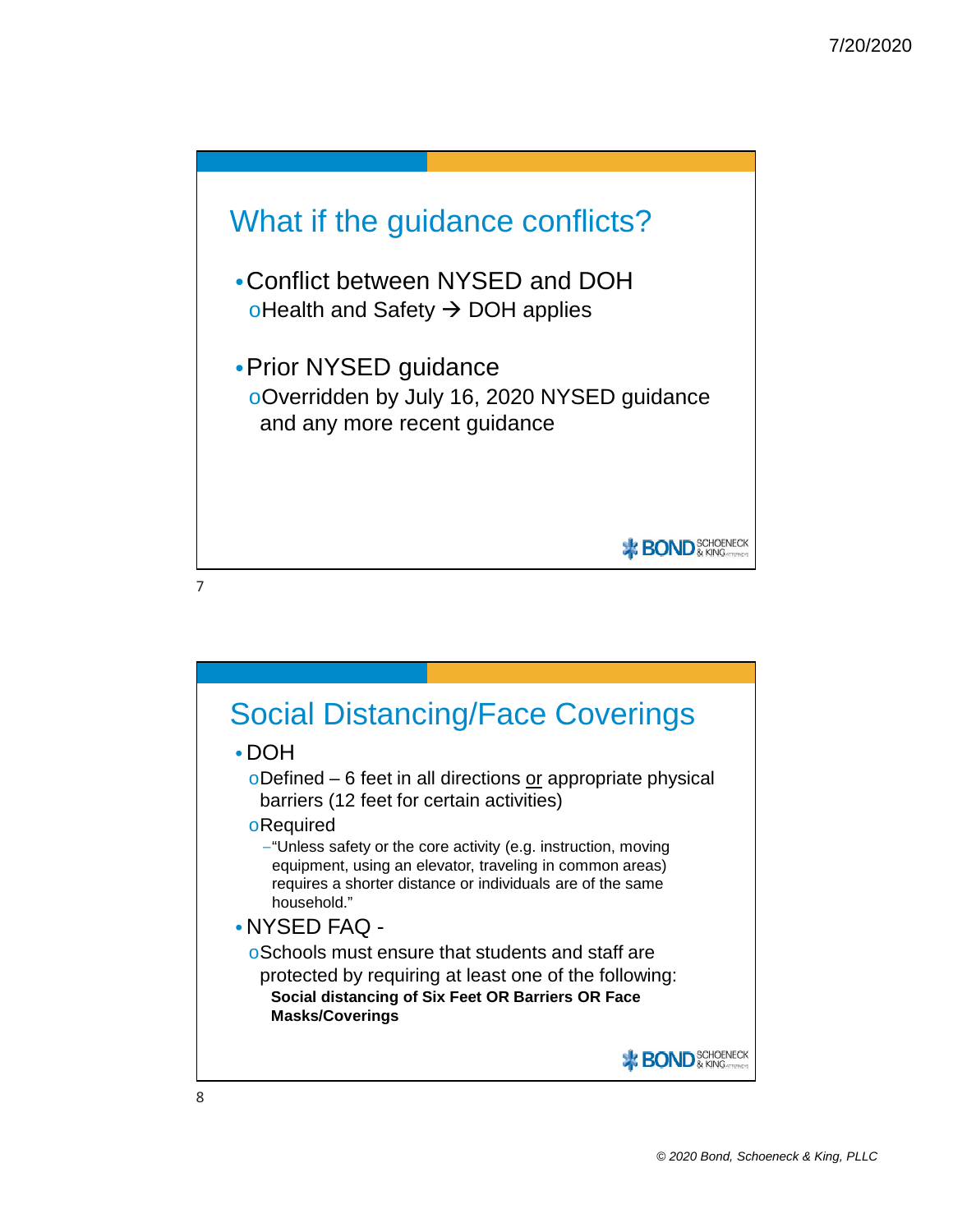## What if the guidance conflicts?

- Conflict between NYSED and DOH
  - Health and Safety → DOH applies
- Prior NYSED guidance
  - Overridden by July 16, 2020 NYSED guidance and any more recent guidance

## Social Distancing/Face Coverings

- DOH
  - Defined – 6 feet in all directions or appropriate physical barriers (12 feet for certain activities)
  - Required
    - "Unless safety or the core activity (e.g. instruction, moving equipment, using an elevator, traveling in common areas) requires a shorter distance or individuals are of the same household."
- NYSED FAQ -
  - Schools must ensure that students and staff are protected by requiring at least one of the following: **Social distancing of Six Feet OR Barriers OR Face Masks/Coverings**

*© 2020 Bond, Schoeneck & King, PLLC*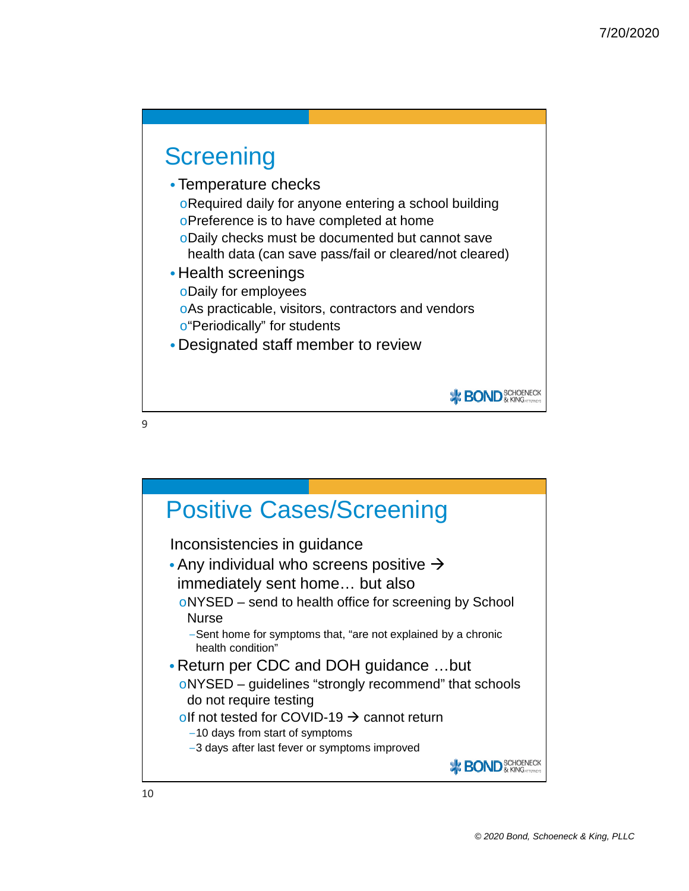## Screening

- Temperature checks
  - Required daily for anyone entering a school building
  - Preference is to have completed at home
  - Daily checks must be documented but cannot save health data (can save pass/fail or cleared/not cleared)
- Health screenings
  - Daily for employees
  - As practicable, visitors, contractors and vendors
  - "Periodically" for students
- Designated staff member to review

## Positive Cases/Screening

Inconsistencies in guidance

- Any individual who screens positive → immediately sent home… but also
  - NYSED – send to health office for screening by School Nurse
    - Sent home for symptoms that, "are not explained by a chronic health condition"
- Return per CDC and DOH guidance …but
  - NYSED – guidelines "strongly recommend" that schools do not require testing
  - If not tested for COVID-19 → cannot return
    - 10 days from start of symptoms
    - 3 days after last fever or symptoms improved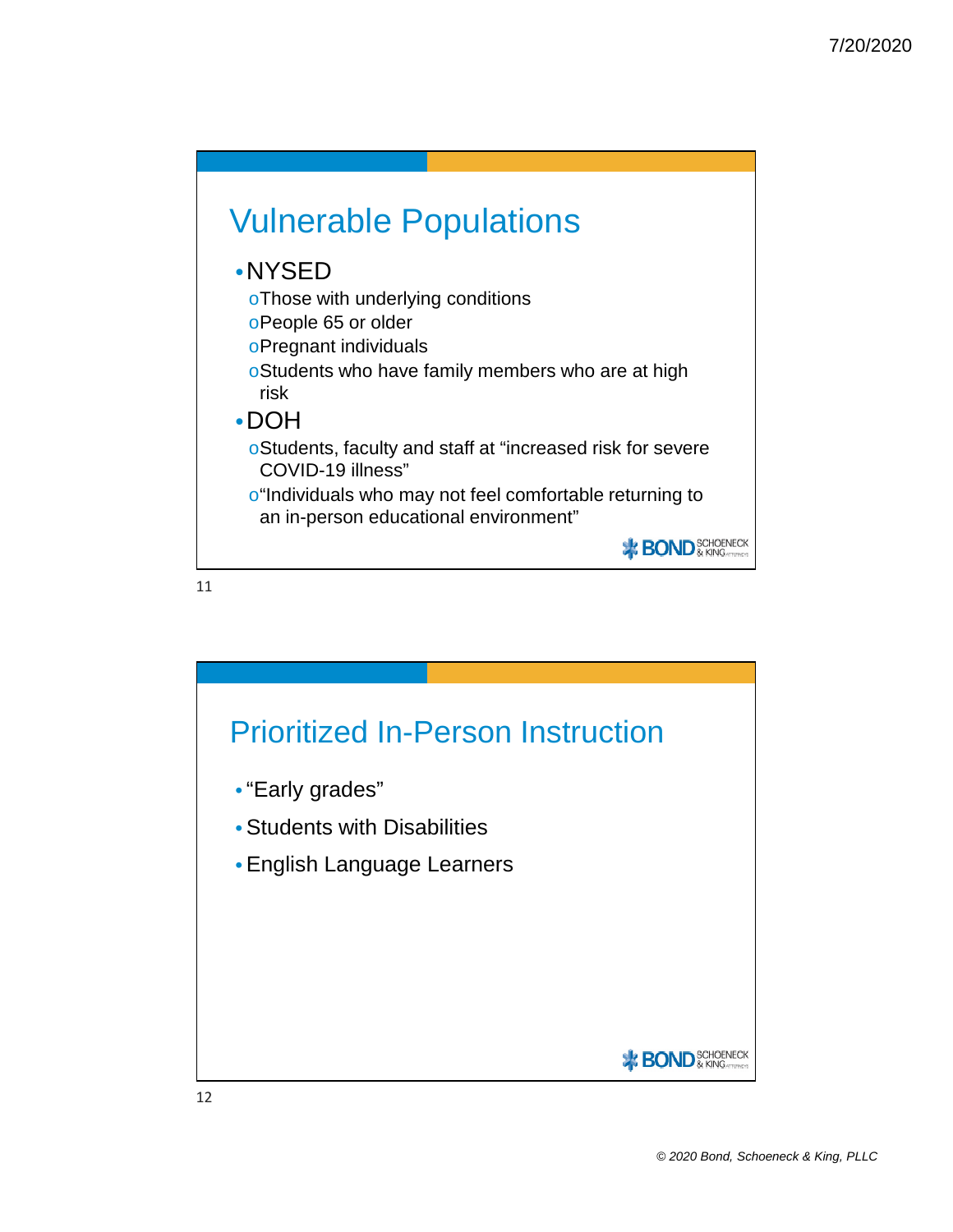## Vulnerable Populations

- NYSED
  - Those with underlying conditions
  - People 65 or older
  - Pregnant individuals
  - Students who have family members who are at high risk
- DOH
  - Students, faculty and staff at “increased risk for severe COVID-19 illness”
  - “Individuals who may not feel comfortable returning to an in-person educational environment”

## Prioritized In-Person Instruction

- “Early grades”
- Students with Disabilities
- English Language Learners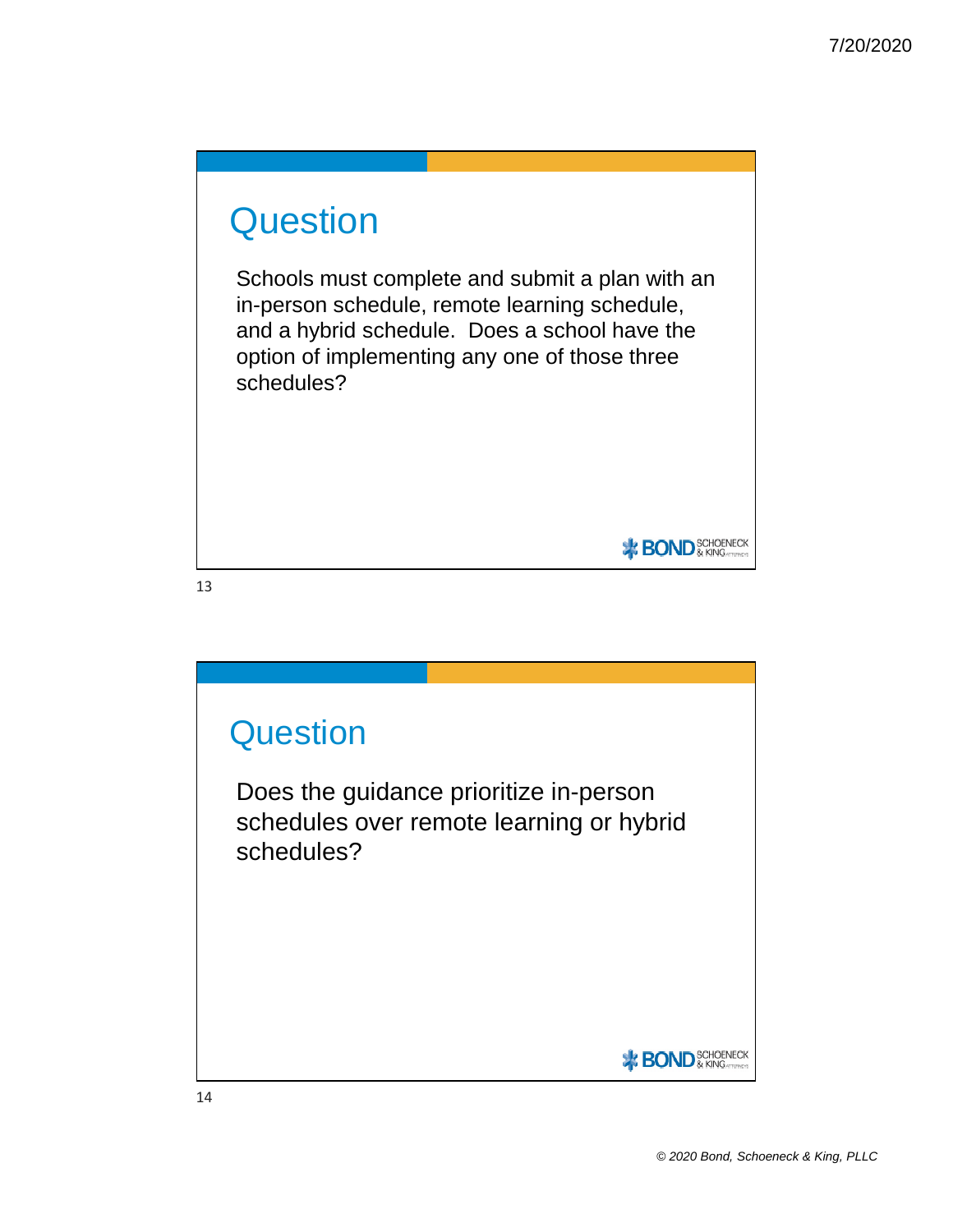## Question

Schools must complete and submit a plan with an in-person schedule, remote learning schedule, and a hybrid schedule. Does a school have the option of implementing any one of those three schedules?

## Question

Does the guidance prioritize in-person schedules over remote learning or hybrid schedules?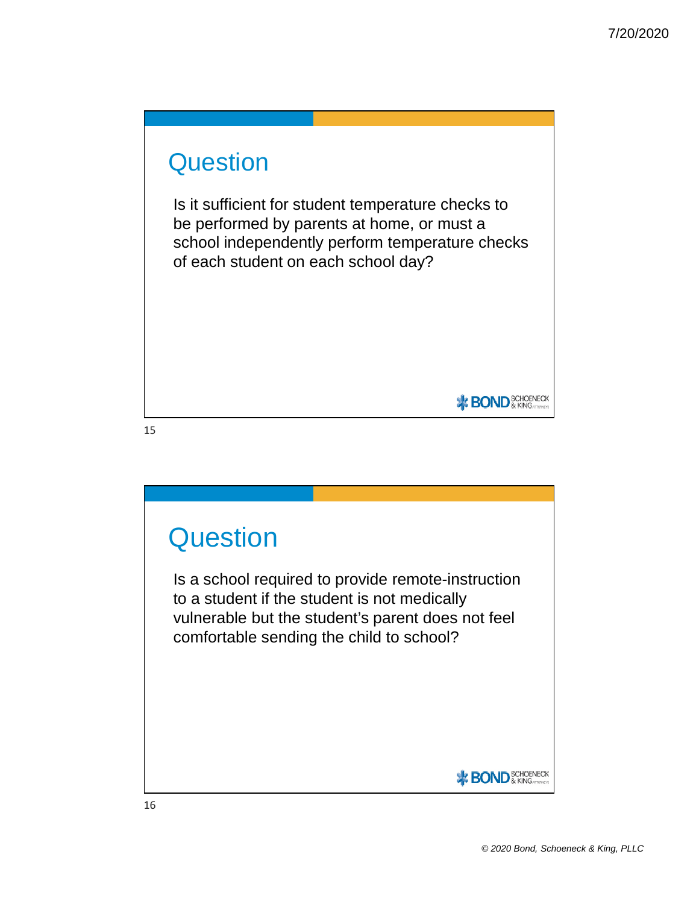## Question

Is it sufficient for student temperature checks to be performed by parents at home, or must a school independently perform temperature checks of each student on each school day?

## Question

Is a school required to provide remote-instruction to a student if the student is not medically vulnerable but the student's parent does not feel comfortable sending the child to school?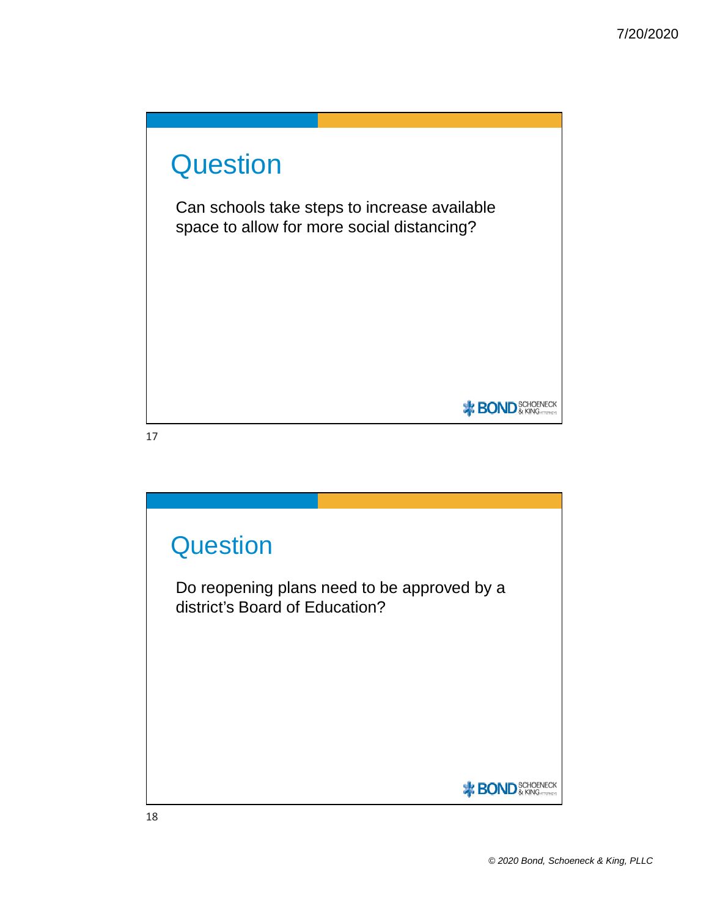## Question

Can schools take steps to increase available space to allow for more social distancing?

## Question

Do reopening plans need to be approved by a district's Board of Education?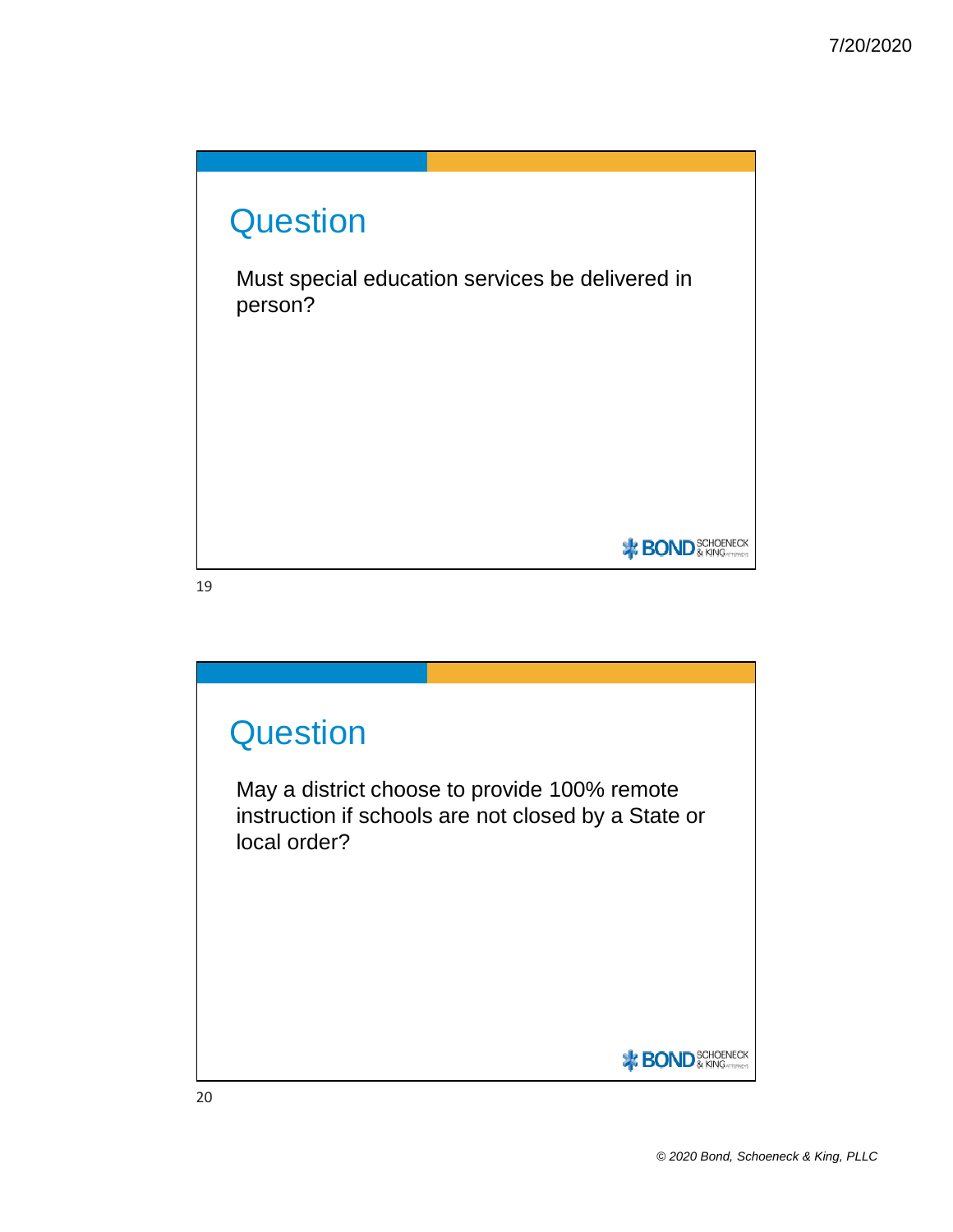## Question

Must special education services be delivered in person?

## Question

May a district choose to provide 100% remote instruction if schools are not closed by a State or local order?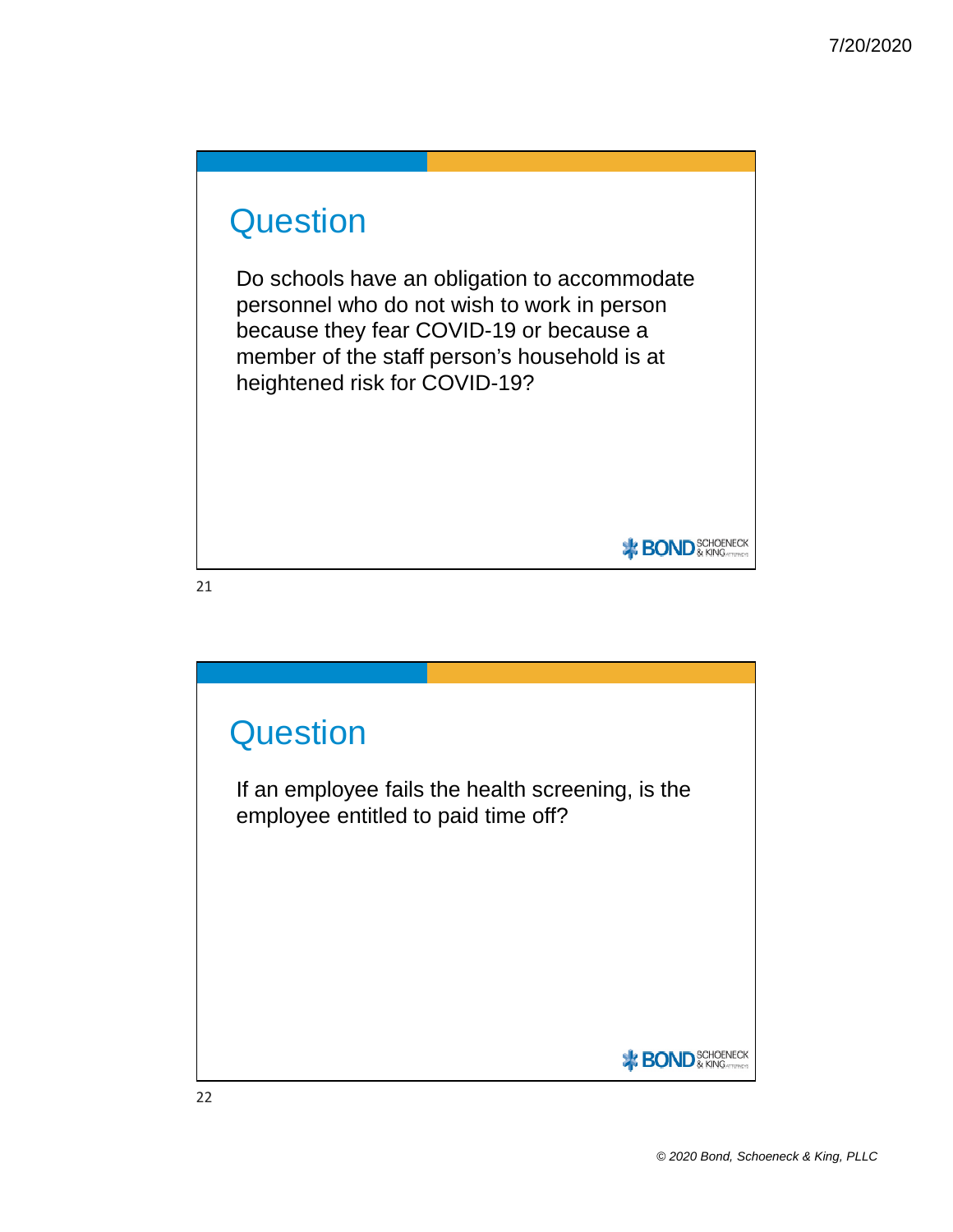## Question

Do schools have an obligation to accommodate personnel who do not wish to work in person because they fear COVID-19 or because a member of the staff person's household is at heightened risk for COVID-19?

## Question

If an employee fails the health screening, is the employee entitled to paid time off?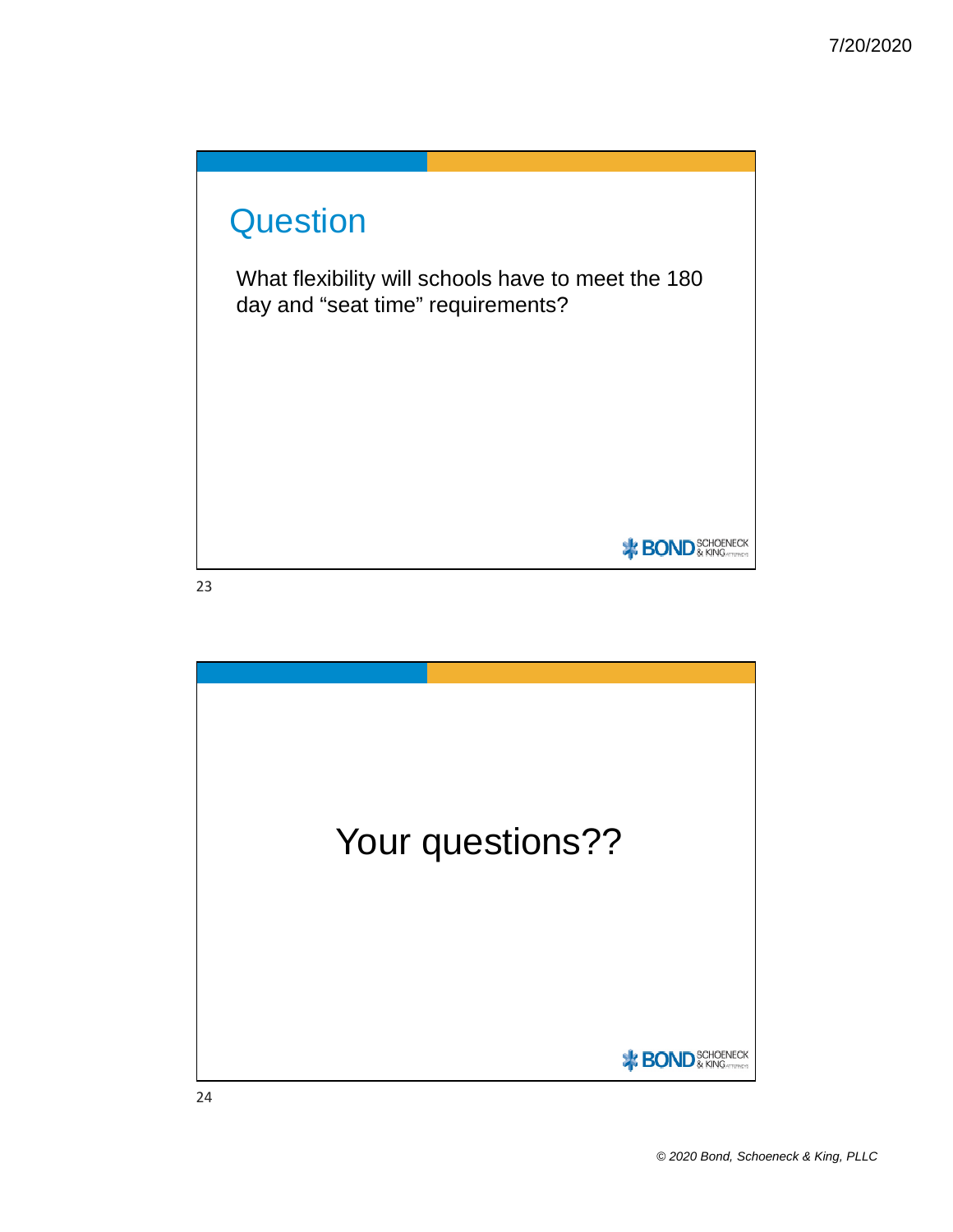## Question

What flexibility will schools have to meet the 180 day and “seat time” requirements?

Your questions??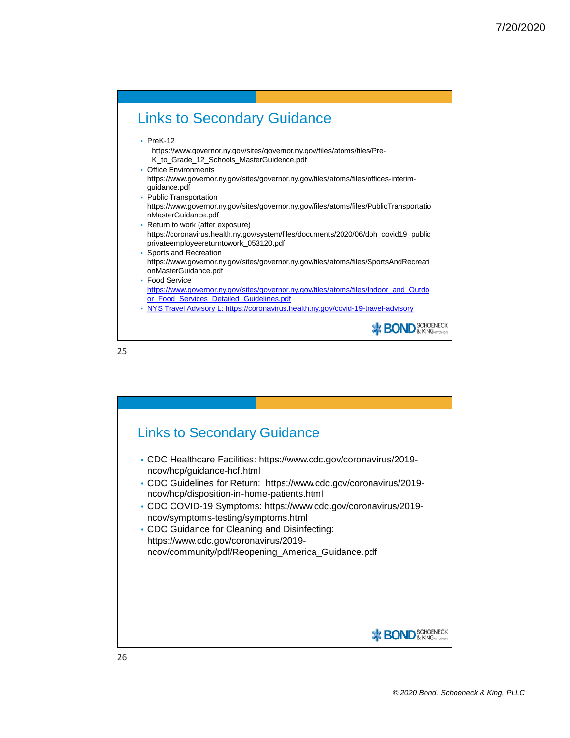## Links to Secondary Guidance

- PreK-12
  https://www.governor.ny.gov/sites/governor.ny.gov/files/atoms/files/Pre-K_to_Grade_12_Schools_MasterGuidence.pdf
- Office Environments
  https://www.governor.ny.gov/sites/governor.ny.gov/files/atoms/files/offices-interim-guidance.pdf
- Public Transportation
  https://www.governor.ny.gov/sites/governor.ny.gov/files/atoms/files/PublicTransportationMasterGuidance.pdf
- Return to work (after exposure)
  https://coronavirus.health.ny.gov/system/files/documents/2020/06/doh_covid19_publicprivateemployeereturntowork_053120.pdf
- Sports and Recreation
  https://www.governor.ny.gov/sites/governor.ny.gov/files/atoms/files/SportsAndRecreationMasterGuidance.pdf
- Food Service
  https://www.governor.ny.gov/sites/governor.ny.gov/files/atoms/files/Indoor_and_Outdoor_Food_Services_Detailed_Guidelines.pdf
- NYS Travel Advisory L: https://coronavirus.health.ny.gov/covid-19-travel-advisory

## Links to Secondary Guidance

- CDC Healthcare Facilities: https://www.cdc.gov/coronavirus/2019-ncov/hcp/guidance-hcf.html
- CDC Guidelines for Return: https://www.cdc.gov/coronavirus/2019-ncov/hcp/disposition-in-home-patients.html
- CDC COVID-19 Symptoms: https://www.cdc.gov/coronavirus/2019-ncov/symptoms-testing/symptoms.html
- CDC Guidance for Cleaning and Disinfecting: https://www.cdc.gov/coronavirus/2019-ncov/community/pdf/Reopening_America_Guidance.pdf